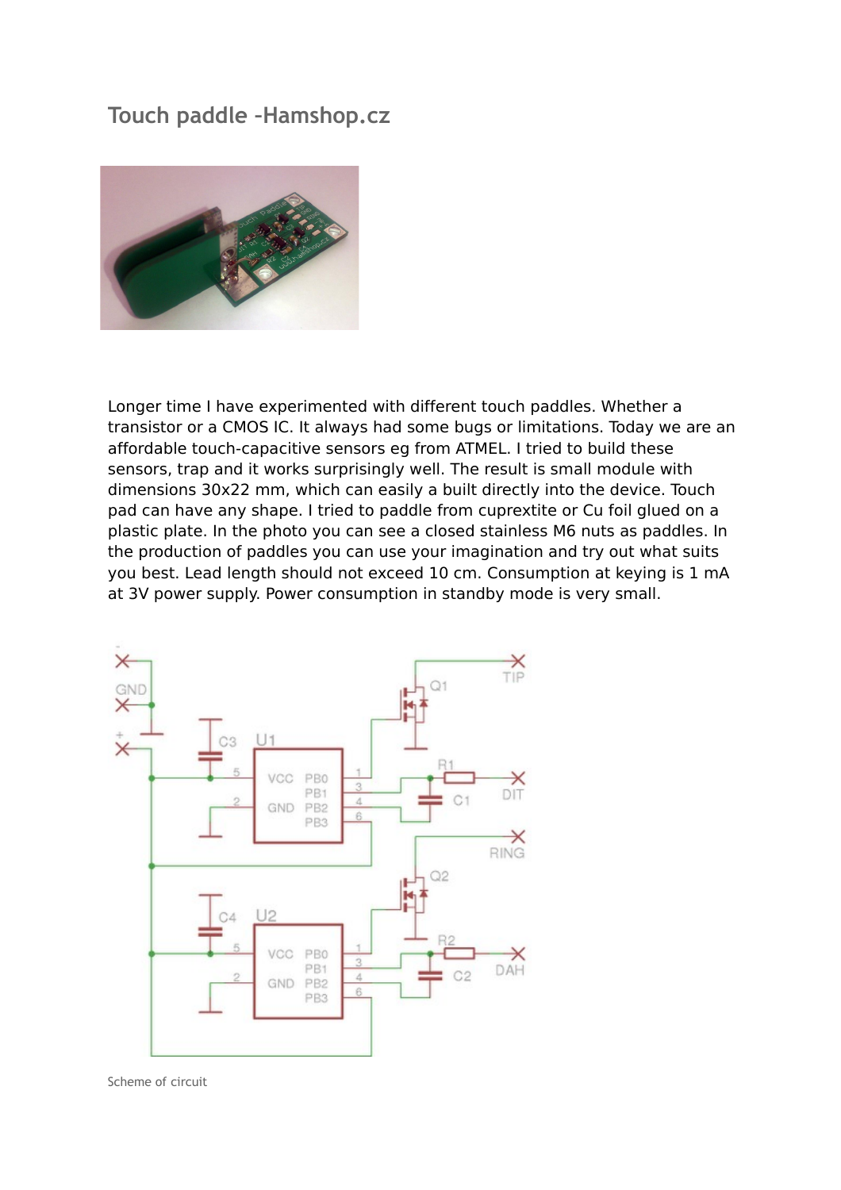# Touch paddle -Hamshop.cz

Longer time I have experimented with different touch paddles. Whether a transistor or a CMOS IC. It always had some bugs or limitations. Today we are an affordable touch-capacitive sensors eg from ATMEL. I tried to build these sensors, trap and it works surprisingly well. The result is small module with dimensions 30x22 mm, which can easily a built directly into the device. Touch pad can have any shape. I tried to paddle from cuprextite or Cu foil glued on a plastic plate. In the photo you can see a closed stainless M6 nuts as paddles. In the production of paddles you can use your imagination and try out what suits you best. Lead length should not exceed 10 cm. Consumption at keying is 1 mA at 3V power supply. Power consumption in standby mode is very small.

Scheme of circuit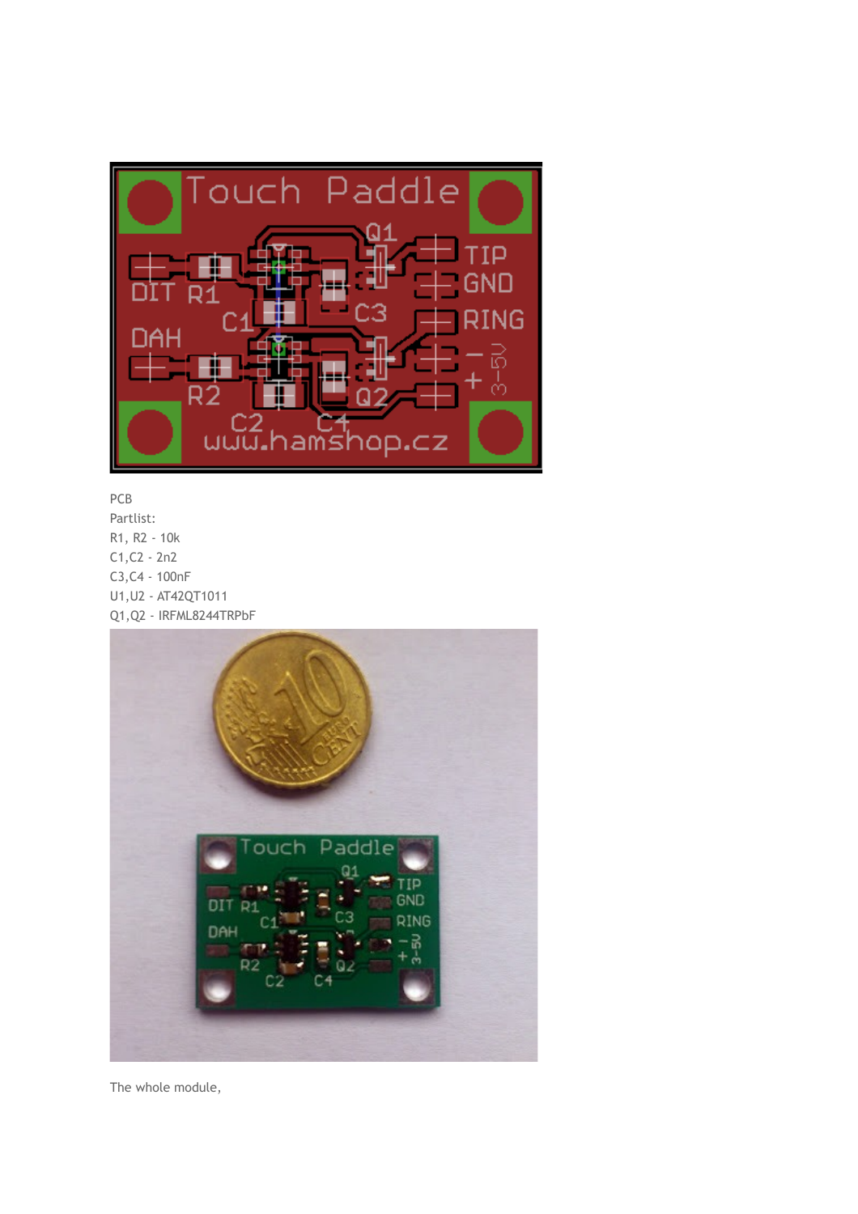PCB

Partlist:

R1, R2 - 10k

C1,C2 - 2n2

C3,C4 - 100nF

U1,U2 - AT42QT1011

Q1,Q2 - IRFML8244TRPbF

The whole module,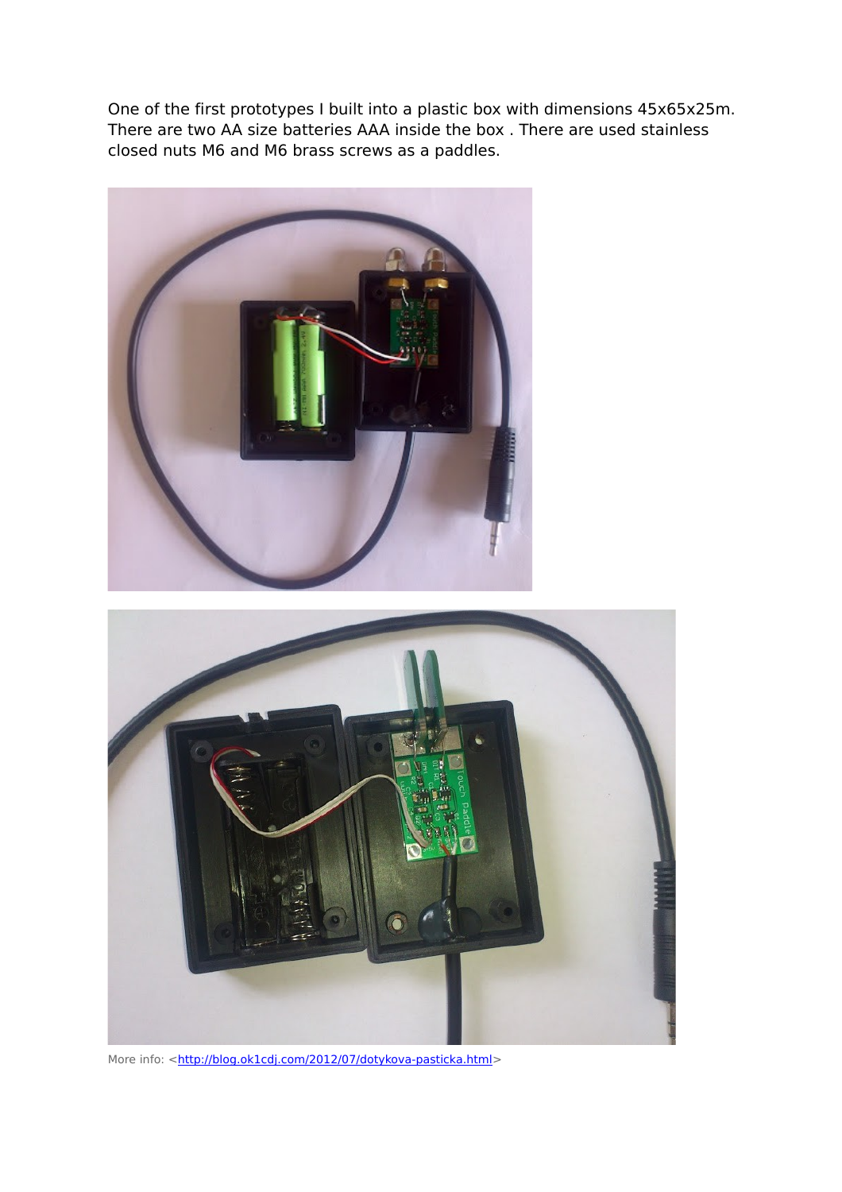One of the first prototypes I built into a plastic box with dimensions 45x65x25m. There are two AA size batteries AAA inside the box . There are used stainless closed nuts M6 and M6 brass screws as a paddles.

More info: <http://blog.ok1cdj.com/2012/07/dotykova-pasticka.html>